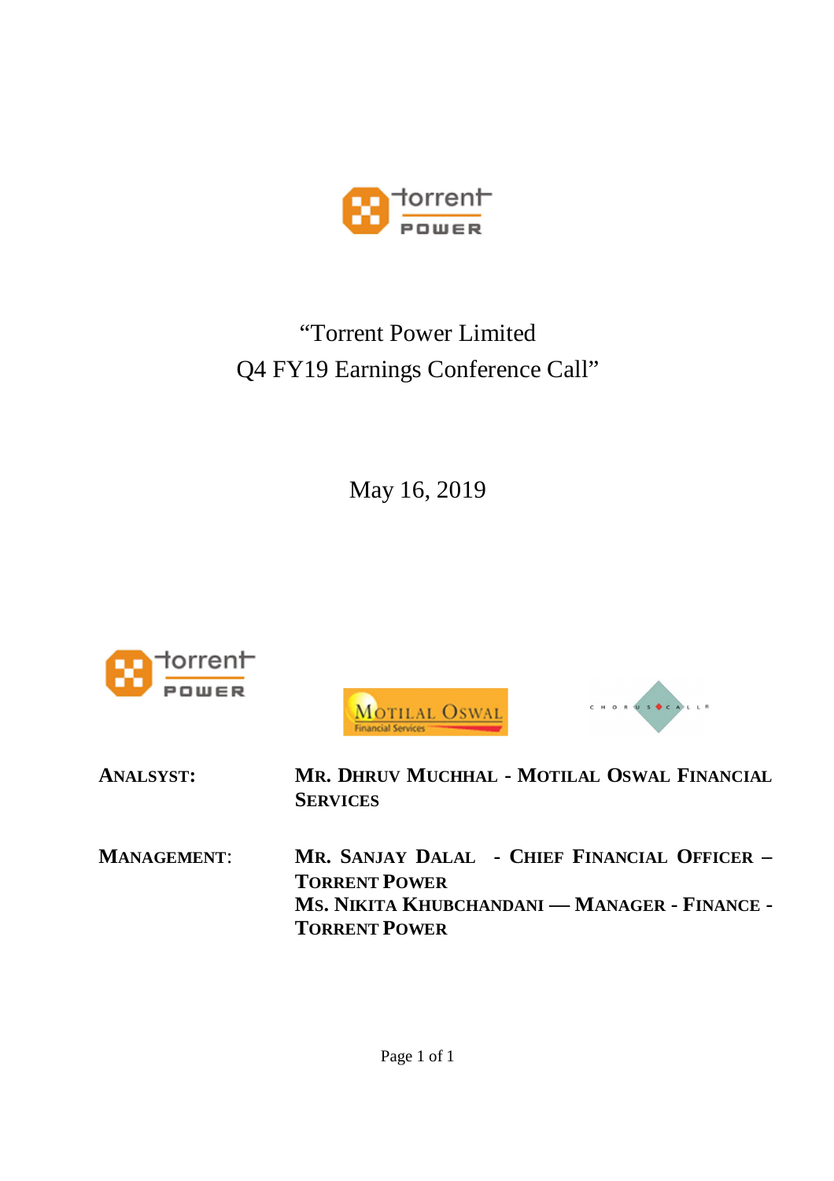# "Torrent Power Limited Q4 FY19 Earnings Conference Call"

May 16, 2019

**ANALSYST:** **MR. DHRUV MUCHHAL - MOTILAL OSWAL FINANCIAL SERVICES**

**MANAGEMENT:** **MR. SANJAY DALAL - CHIEF FINANCIAL OFFICER – TORRENT POWER**
**MS. NIKITA KHUBCHANDANI — MANAGER - FINANCE - TORRENT POWER**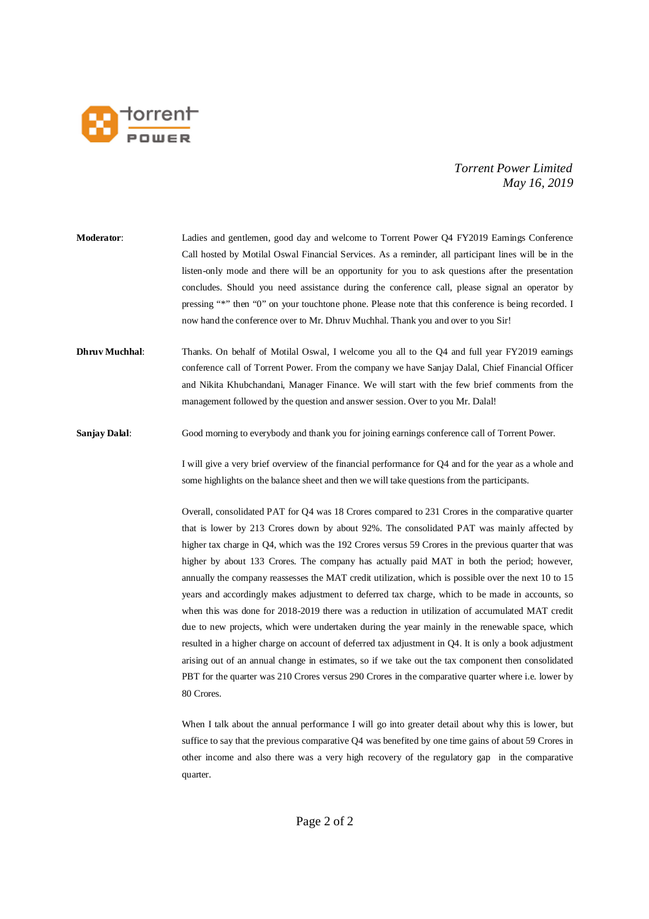*Torrent Power Limited*
*May 16, 2019*

**Moderator**: Ladies and gentlemen, good day and welcome to Torrent Power Q4 FY2019 Earnings Conference Call hosted by Motilal Oswal Financial Services. As a reminder, all participant lines will be in the listen-only mode and there will be an opportunity for you to ask questions after the presentation concludes. Should you need assistance during the conference call, please signal an operator by pressing "*" then "0" on your touchtone phone. Please note that this conference is being recorded. I now hand the conference over to Mr. Dhruv Muchhal. Thank you and over to you Sir!

**Dhruv Muchhal**: Thanks. On behalf of Motilal Oswal, I welcome you all to the Q4 and full year FY2019 earnings conference call of Torrent Power. From the company we have Sanjay Dalal, Chief Financial Officer and Nikita Khubchandani, Manager Finance. We will start with the few brief comments from the management followed by the question and answer session. Over to you Mr. Dalal!

**Sanjay Dalal**: Good morning to everybody and thank you for joining earnings conference call of Torrent Power.

I will give a very brief overview of the financial performance for Q4 and for the year as a whole and some highlights on the balance sheet and then we will take questions from the participants.

Overall, consolidated PAT for Q4 was 18 Crores compared to 231 Crores in the comparative quarter that is lower by 213 Crores down by about 92%. The consolidated PAT was mainly affected by higher tax charge in Q4, which was the 192 Crores versus 59 Crores in the previous quarter that was higher by about 133 Crores. The company has actually paid MAT in both the period; however, annually the company reassesses the MAT credit utilization, which is possible over the next 10 to 15 years and accordingly makes adjustment to deferred tax charge, which to be made in accounts, so when this was done for 2018-2019 there was a reduction in utilization of accumulated MAT credit due to new projects, which were undertaken during the year mainly in the renewable space, which resulted in a higher charge on account of deferred tax adjustment in Q4. It is only a book adjustment arising out of an annual change in estimates, so if we take out the tax component then consolidated PBT for the quarter was 210 Crores versus 290 Crores in the comparative quarter where i.e. lower by 80 Crores.

When I talk about the annual performance I will go into greater detail about why this is lower, but suffice to say that the previous comparative Q4 was benefited by one time gains of about 59 Crores in other income and also there was a very high recovery of the regulatory gap in the comparative quarter.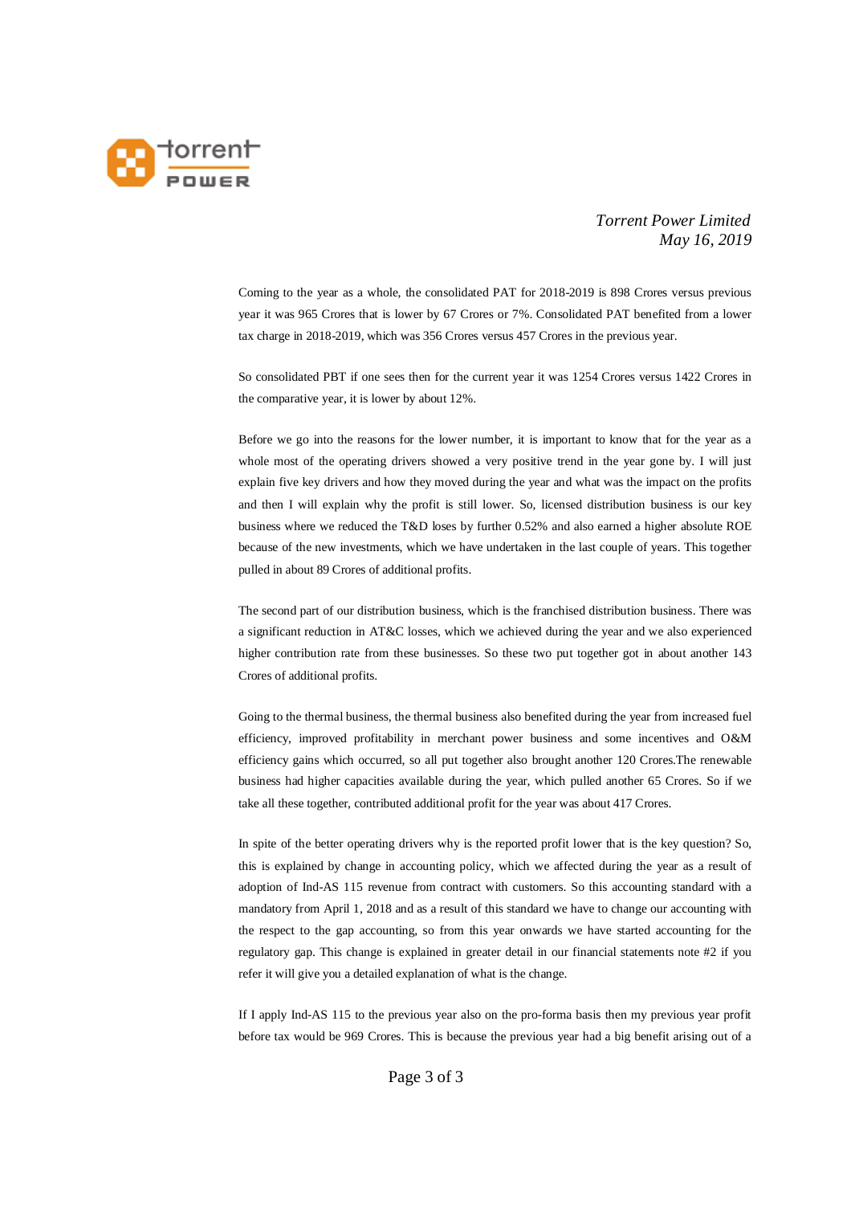Coming to the year as a whole, the consolidated PAT for 2018-2019 is 898 Crores versus previous year it was 965 Crores that is lower by 67 Crores or 7%. Consolidated PAT benefited from a lower tax charge in 2018-2019, which was 356 Crores versus 457 Crores in the previous year.

So consolidated PBT if one sees then for the current year it was 1254 Crores versus 1422 Crores in the comparative year, it is lower by about 12%.

Before we go into the reasons for the lower number, it is important to know that for the year as a whole most of the operating drivers showed a very positive trend in the year gone by. I will just explain five key drivers and how they moved during the year and what was the impact on the profits and then I will explain why the profit is still lower. So, licensed distribution business is our key business where we reduced the T&D loses by further 0.52% and also earned a higher absolute ROE because of the new investments, which we have undertaken in the last couple of years. This together pulled in about 89 Crores of additional profits.

The second part of our distribution business, which is the franchised distribution business. There was a significant reduction in AT&C losses, which we achieved during the year and we also experienced higher contribution rate from these businesses. So these two put together got in about another 143 Crores of additional profits.

Going to the thermal business, the thermal business also benefited during the year from increased fuel efficiency, improved profitability in merchant power business and some incentives and O&M efficiency gains which occurred, so all put together also brought another 120 Crores.The renewable business had higher capacities available during the year, which pulled another 65 Crores. So if we take all these together, contributed additional profit for the year was about 417 Crores.

In spite of the better operating drivers why is the reported profit lower that is the key question? So, this is explained by change in accounting policy, which we affected during the year as a result of adoption of Ind-AS 115 revenue from contract with customers. So this accounting standard with a mandatory from April 1, 2018 and as a result of this standard we have to change our accounting with the respect to the gap accounting, so from this year onwards we have started accounting for the regulatory gap. This change is explained in greater detail in our financial statements note #2 if you refer it will give you a detailed explanation of what is the change.

If I apply Ind-AS 115 to the previous year also on the pro-forma basis then my previous year profit before tax would be 969 Crores. This is because the previous year had a big benefit arising out of a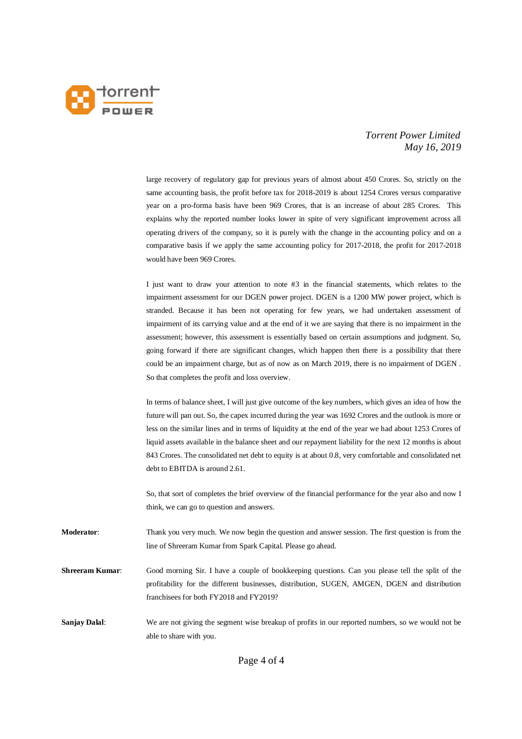large recovery of regulatory gap for previous years of almost about 450 Crores. So, strictly on the same accounting basis, the profit before tax for 2018-2019 is about 1254 Crores versus comparative year on a pro-forma basis have been 969 Crores, that is an increase of about 285 Crores. This explains why the reported number looks lower in spite of very significant improvement across all operating drivers of the company, so it is purely with the change in the accounting policy and on a comparative basis if we apply the same accounting policy for 2017-2018, the profit for 2017-2018 would have been 969 Crores.

I just want to draw your attention to note #3 in the financial statements, which relates to the impairment assessment for our DGEN power project. DGEN is a 1200 MW power project, which is stranded. Because it has been not operating for few years, we had undertaken assessment of impairment of its carrying value and at the end of it we are saying that there is no impairment in the assessment; however, this assessment is essentially based on certain assumptions and judgment. So, going forward if there are significant changes, which happen then there is a possibility that there could be an impairment charge, but as of now as on March 2019, there is no impairment of DGEN . So that completes the profit and loss overview.

In terms of balance sheet, I will just give outcome of the key numbers, which gives an idea of how the future will pan out. So, the capex incurred during the year was 1692 Crores and the outlook is more or less on the similar lines and in terms of liquidity at the end of the year we had about 1253 Crores of liquid assets available in the balance sheet and our repayment liability for the next 12 months is about 843 Crores. The consolidated net debt to equity is at about 0.8, very comfortable and consolidated net debt to EBITDA is around 2.61.

So, that sort of completes the brief overview of the financial performance for the year also and now I think, we can go to question and answers.

**Moderator**: Thank you very much. We now begin the question and answer session. The first question is from the line of Shreeram Kumar from Spark Capital. Please go ahead.

**Shreeram Kumar**: Good morning Sir. I have a couple of bookkeeping questions. Can you please tell the split of the profitability for the different businesses, distribution, SUGEN, AMGEN, DGEN and distribution franchisees for both FY2018 and FY2019?

**Sanjay Dalal**: We are not giving the segment wise breakup of profits in our reported numbers, so we would not be able to share with you.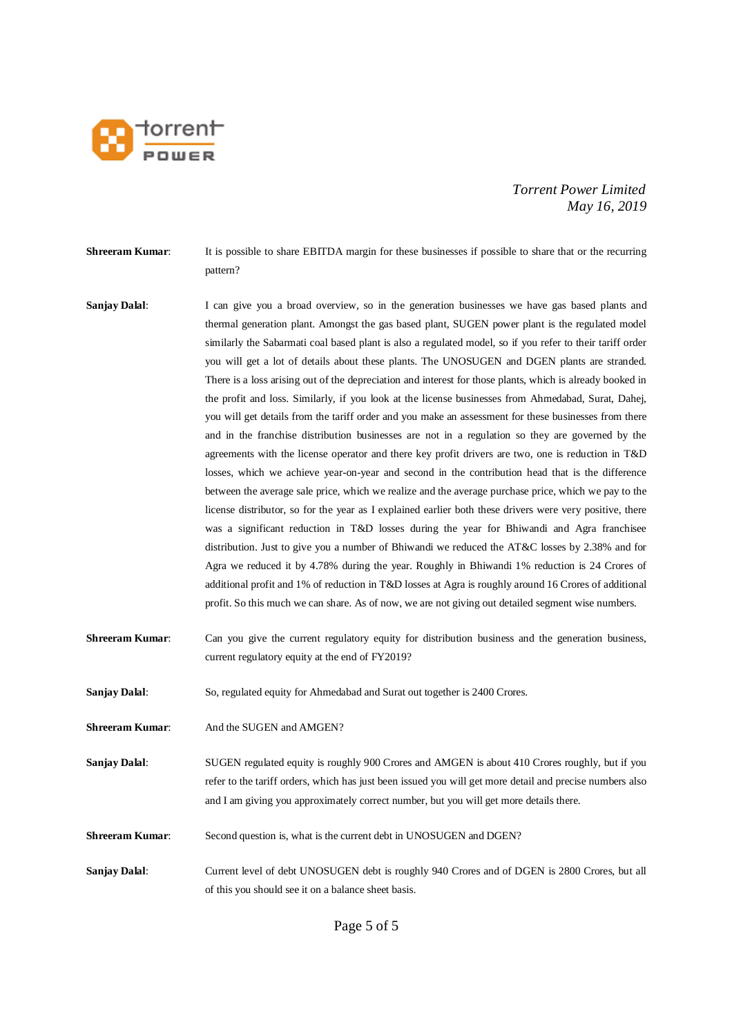**Shreeram Kumar**: It is possible to share EBITDA margin for these businesses if possible to share that or the recurring pattern?

**Sanjay Dalal**: I can give you a broad overview, so in the generation businesses we have gas based plants and thermal generation plant. Amongst the gas based plant, SUGEN power plant is the regulated model similarly the Sabarmati coal based plant is also a regulated model, so if you refer to their tariff order you will get a lot of details about these plants. The UNOSUGEN and DGEN plants are stranded. There is a loss arising out of the depreciation and interest for those plants, which is already booked in the profit and loss. Similarly, if you look at the license businesses from Ahmedabad, Surat, Dahej, you will get details from the tariff order and you make an assessment for these businesses from there and in the franchise distribution businesses are not in a regulation so they are governed by the agreements with the license operator and there key profit drivers are two, one is reduction in T&D losses, which we achieve year-on-year and second in the contribution head that is the difference between the average sale price, which we realize and the average purchase price, which we pay to the license distributor, so for the year as I explained earlier both these drivers were very positive, there was a significant reduction in T&D losses during the year for Bhiwandi and Agra franchisee distribution. Just to give you a number of Bhiwandi we reduced the AT&C losses by 2.38% and for Agra we reduced it by 4.78% during the year. Roughly in Bhiwandi 1% reduction is 24 Crores of additional profit and 1% of reduction in T&D losses at Agra is roughly around 16 Crores of additional profit. So this much we can share. As of now, we are not giving out detailed segment wise numbers.

**Shreeram Kumar**: Can you give the current regulatory equity for distribution business and the generation business, current regulatory equity at the end of FY2019?

**Sanjay Dalal**: So, regulated equity for Ahmedabad and Surat out together is 2400 Crores.

**Shreeram Kumar**: And the SUGEN and AMGEN?

**Sanjay Dalal**: SUGEN regulated equity is roughly 900 Crores and AMGEN is about 410 Crores roughly, but if you refer to the tariff orders, which has just been issued you will get more detail and precise numbers also and I am giving you approximately correct number, but you will get more details there.

**Shreeram Kumar**: Second question is, what is the current debt in UNOSUGEN and DGEN?

**Sanjay Dalal**: Current level of debt UNOSUGEN debt is roughly 940 Crores and of DGEN is 2800 Crores, but all of this you should see it on a balance sheet basis.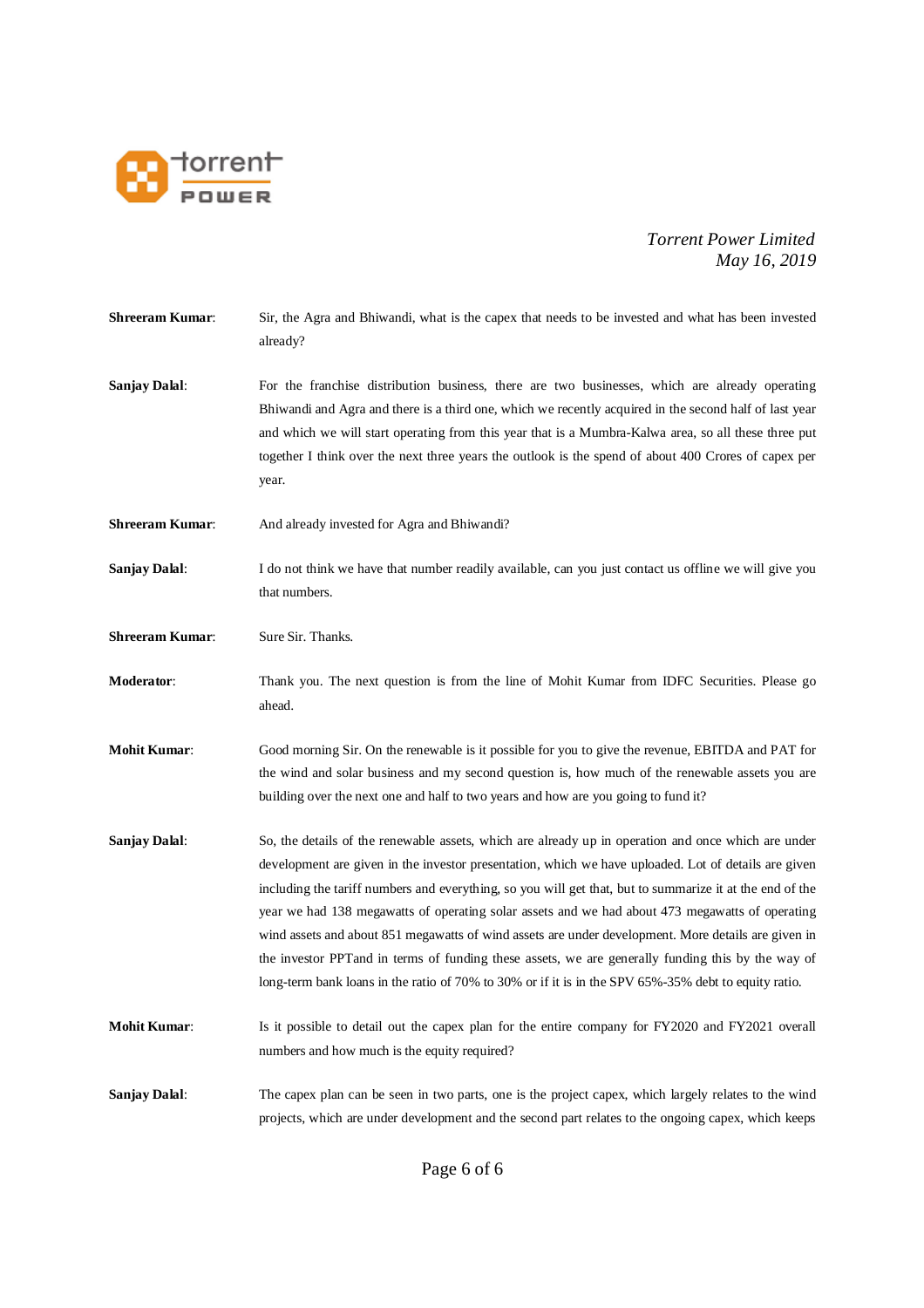**Shreeram Kumar**: Sir, the Agra and Bhiwandi, what is the capex that needs to be invested and what has been invested already?

**Sanjay Dalal**: For the franchise distribution business, there are two businesses, which are already operating Bhiwandi and Agra and there is a third one, which we recently acquired in the second half of last year and which we will start operating from this year that is a Mumbra-Kalwa area, so all these three put together I think over the next three years the outlook is the spend of about 400 Crores of capex per year.

**Shreeram Kumar**: And already invested for Agra and Bhiwandi?

**Sanjay Dalal**: I do not think we have that number readily available, can you just contact us offline we will give you that numbers.

**Shreeram Kumar**: Sure Sir. Thanks.

**Moderator**: Thank you. The next question is from the line of Mohit Kumar from IDFC Securities. Please go ahead.

**Mohit Kumar**: Good morning Sir. On the renewable is it possible for you to give the revenue, EBITDA and PAT for the wind and solar business and my second question is, how much of the renewable assets you are building over the next one and half to two years and how are you going to fund it?

**Sanjay Dalal**: So, the details of the renewable assets, which are already up in operation and once which are under development are given in the investor presentation, which we have uploaded. Lot of details are given including the tariff numbers and everything, so you will get that, but to summarize it at the end of the year we had 138 megawatts of operating solar assets and we had about 473 megawatts of operating wind assets and about 851 megawatts of wind assets are under development. More details are given in the investor PPTand in terms of funding these assets, we are generally funding this by the way of long-term bank loans in the ratio of 70% to 30% or if it is in the SPV 65%-35% debt to equity ratio.

**Mohit Kumar**: Is it possible to detail out the capex plan for the entire company for FY2020 and FY2021 overall numbers and how much is the equity required?

**Sanjay Dalal**: The capex plan can be seen in two parts, one is the project capex, which largely relates to the wind projects, which are under development and the second part relates to the ongoing capex, which keeps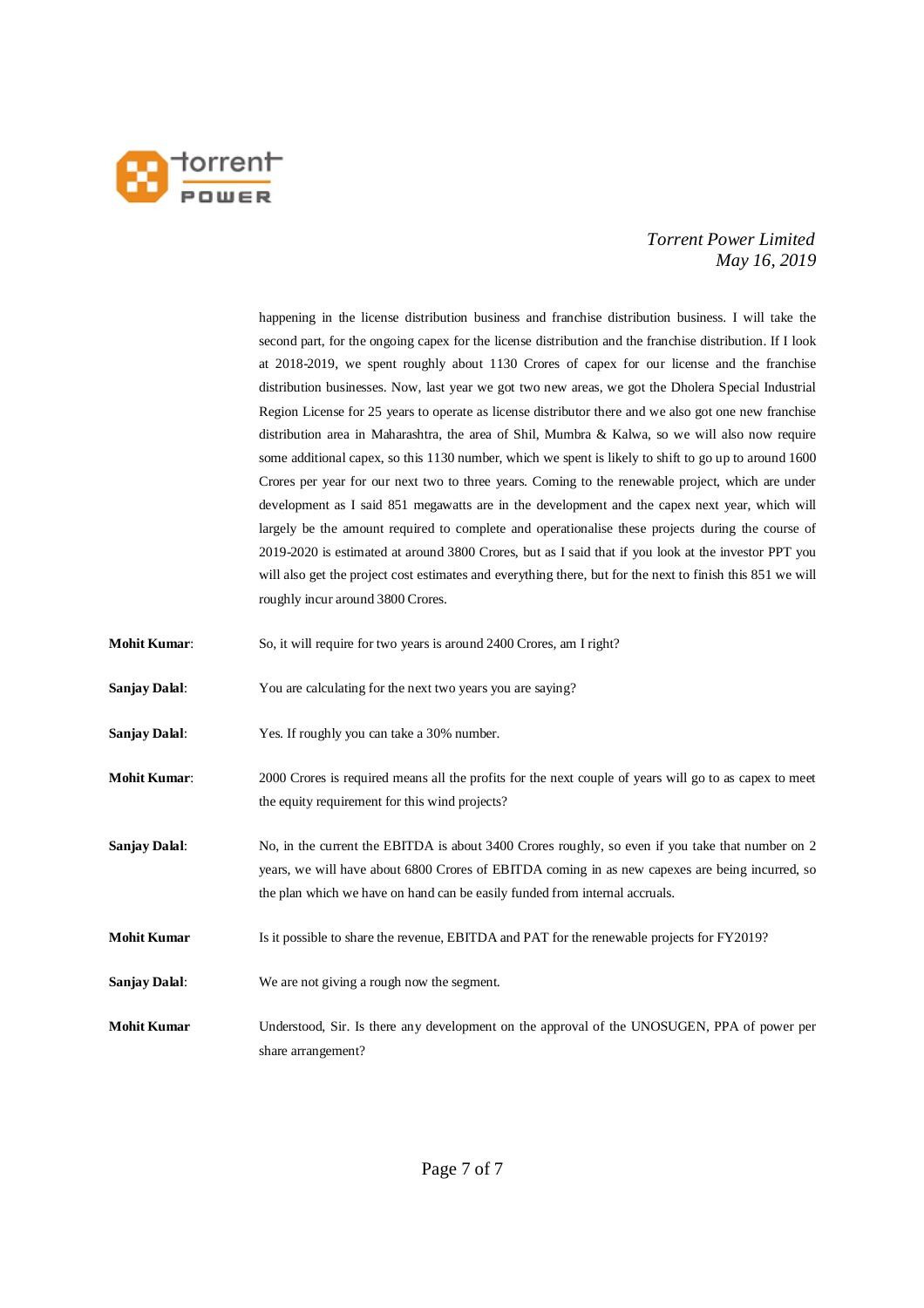happening in the license distribution business and franchise distribution business. I will take the second part, for the ongoing capex for the license distribution and the franchise distribution. If I look at 2018-2019, we spent roughly about 1130 Crores of capex for our license and the franchise distribution businesses. Now, last year we got two new areas, we got the Dholera Special Industrial Region License for 25 years to operate as license distributor there and we also got one new franchise distribution area in Maharashtra, the area of Shil, Mumbra & Kalwa, so we will also now require some additional capex, so this 1130 number, which we spent is likely to shift to go up to around 1600 Crores per year for our next two to three years. Coming to the renewable project, which are under development as I said 851 megawatts are in the development and the capex next year, which will largely be the amount required to complete and operationalise these projects during the course of 2019-2020 is estimated at around 3800 Crores, but as I said that if you look at the investor PPT you will also get the project cost estimates and everything there, but for the next to finish this 851 we will roughly incur around 3800 Crores.

**Mohit Kumar**: So, it will require for two years is around 2400 Crores, am I right?

**Sanjay Dalal**: You are calculating for the next two years you are saying?

**Sanjay Dalal**: Yes. If roughly you can take a 30% number.

**Mohit Kumar**: 2000 Crores is required means all the profits for the next couple of years will go to as capex to meet the equity requirement for this wind projects?

**Sanjay Dalal**: No, in the current the EBITDA is about 3400 Crores roughly, so even if you take that number on 2 years, we will have about 6800 Crores of EBITDA coming in as new capexes are being incurred, so the plan which we have on hand can be easily funded from internal accruals.

**Mohit Kumar** Is it possible to share the revenue, EBITDA and PAT for the renewable projects for FY2019?

**Sanjay Dalal**: We are not giving a rough now the segment.

**Mohit Kumar** Understood, Sir. Is there any development on the approval of the UNOSUGEN, PPA of power per share arrangement?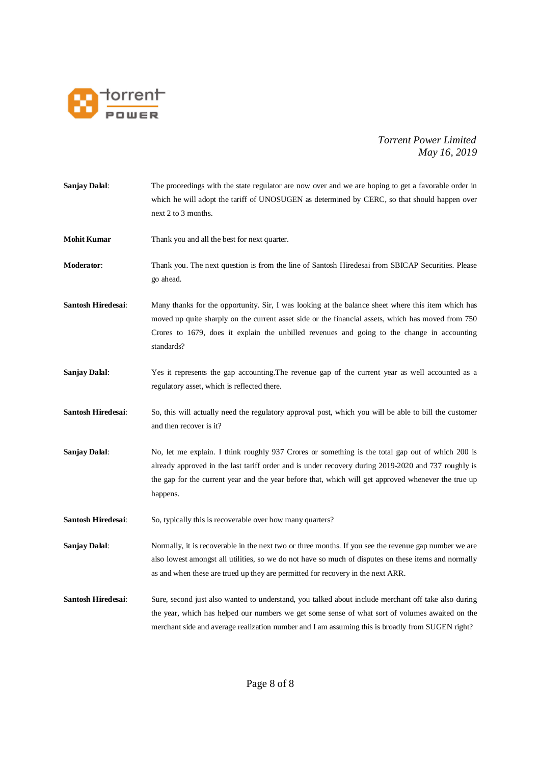**Sanjay Dalal**: The proceedings with the state regulator are now over and we are hoping to get a favorable order in which he will adopt the tariff of UNOSUGEN as determined by CERC, so that should happen over next 2 to 3 months.

**Mohit Kumar** Thank you and all the best for next quarter.

**Moderator**: Thank you. The next question is from the line of Santosh Hiredesai from SBICAP Securities. Please go ahead.

**Santosh Hiredesai**: Many thanks for the opportunity. Sir, I was looking at the balance sheet where this item which has moved up quite sharply on the current asset side or the financial assets, which has moved from 750 Crores to 1679, does it explain the unbilled revenues and going to the change in accounting standards?

**Sanjay Dalal**: Yes it represents the gap accounting.The revenue gap of the current year as well accounted as a regulatory asset, which is reflected there.

**Santosh Hiredesai**: So, this will actually need the regulatory approval post, which you will be able to bill the customer and then recover is it?

**Sanjay Dalal**: No, let me explain. I think roughly 937 Crores or something is the total gap out of which 200 is already approved in the last tariff order and is under recovery during 2019-2020 and 737 roughly is the gap for the current year and the year before that, which will get approved whenever the true up happens.

**Santosh Hiredesai**: So, typically this is recoverable over how many quarters?

**Sanjay Dalal**: Normally, it is recoverable in the next two or three months. If you see the revenue gap number we are also lowest amongst all utilities, so we do not have so much of disputes on these items and normally as and when these are trued up they are permitted for recovery in the next ARR.

**Santosh Hiredesai**: Sure, second just also wanted to understand, you talked about include merchant off take also during the year, which has helped our numbers we get some sense of what sort of volumes awaited on the merchant side and average realization number and I am assuming this is broadly from SUGEN right?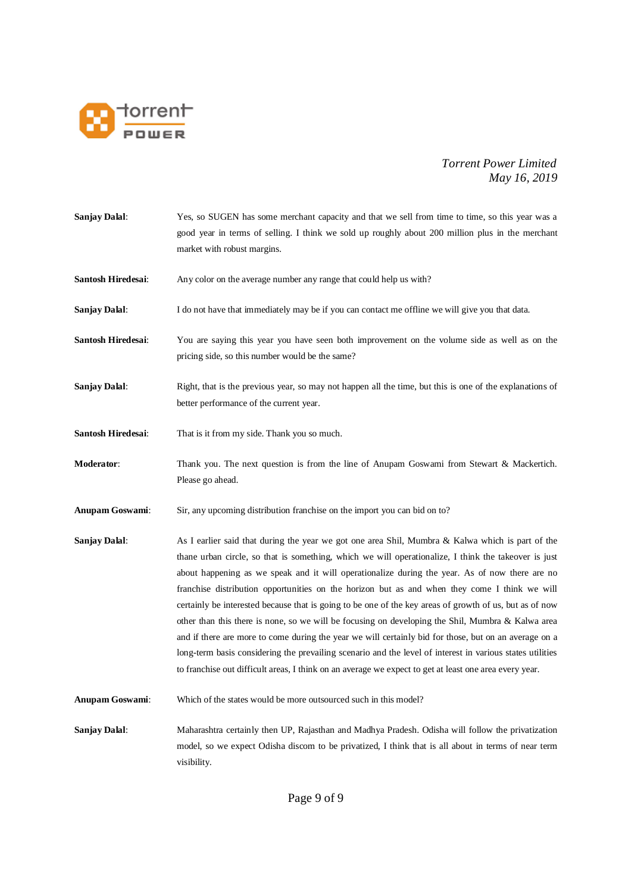**Sanjay Dalal**: Yes, so SUGEN has some merchant capacity and that we sell from time to time, so this year was a good year in terms of selling. I think we sold up roughly about 200 million plus in the merchant market with robust margins.

**Santosh Hiredesai**: Any color on the average number any range that could help us with?

**Sanjay Dalal**: I do not have that immediately may be if you can contact me offline we will give you that data.

**Santosh Hiredesai**: You are saying this year you have seen both improvement on the volume side as well as on the pricing side, so this number would be the same?

**Sanjay Dalal**: Right, that is the previous year, so may not happen all the time, but this is one of the explanations of better performance of the current year.

**Santosh Hiredesai**: That is it from my side. Thank you so much.

**Moderator**: Thank you. The next question is from the line of Anupam Goswami from Stewart & Mackertich. Please go ahead.

**Anupam Goswami**: Sir, any upcoming distribution franchise on the import you can bid on to?

**Sanjay Dalal**: As I earlier said that during the year we got one area Shil, Mumbra & Kalwa which is part of the thane urban circle, so that is something, which we will operationalize, I think the takeover is just about happening as we speak and it will operationalize during the year. As of now there are no franchise distribution opportunities on the horizon but as and when they come I think we will certainly be interested because that is going to be one of the key areas of growth of us, but as of now other than this there is none, so we will be focusing on developing the Shil, Mumbra & Kalwa area and if there are more to come during the year we will certainly bid for those, but on an average on a long-term basis considering the prevailing scenario and the level of interest in various states utilities to franchise out difficult areas, I think on an average we expect to get at least one area every year.

**Anupam Goswami**: Which of the states would be more outsourced such in this model?

**Sanjay Dalal**: Maharashtra certainly then UP, Rajasthan and Madhya Pradesh. Odisha will follow the privatization model, so we expect Odisha discom to be privatized, I think that is all about in terms of near term visibility.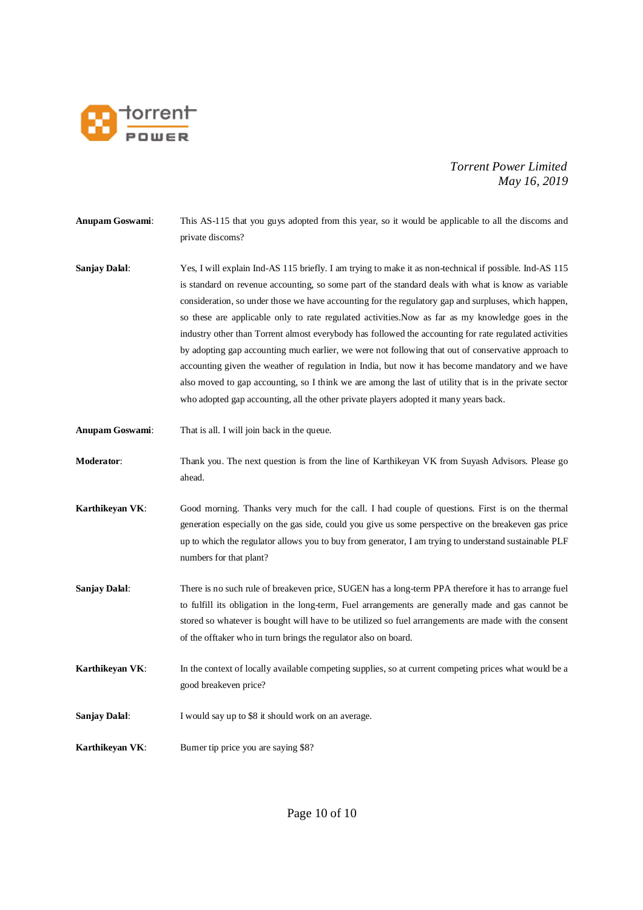**Anupam Goswami**: This AS-115 that you guys adopted from this year, so it would be applicable to all the discoms and private discoms?

**Sanjay Dalal**: Yes, I will explain Ind-AS 115 briefly. I am trying to make it as non-technical if possible. Ind-AS 115 is standard on revenue accounting, so some part of the standard deals with what is know as variable consideration, so under those we have accounting for the regulatory gap and surpluses, which happen, so these are applicable only to rate regulated activities.Now as far as my knowledge goes in the industry other than Torrent almost everybody has followed the accounting for rate regulated activities by adopting gap accounting much earlier, we were not following that out of conservative approach to accounting given the weather of regulation in India, but now it has become mandatory and we have also moved to gap accounting, so I think we are among the last of utility that is in the private sector who adopted gap accounting, all the other private players adopted it many years back.

**Anupam Goswami**: That is all. I will join back in the queue.

**Moderator**: Thank you. The next question is from the line of Karthikeyan VK from Suyash Advisors. Please go ahead.

**Karthikeyan VK**: Good morning. Thanks very much for the call. I had couple of questions. First is on the thermal generation especially on the gas side, could you give us some perspective on the breakeven gas price up to which the regulator allows you to buy from generator, I am trying to understand sustainable PLF numbers for that plant?

**Sanjay Dalal**: There is no such rule of breakeven price, SUGEN has a long-term PPA therefore it has to arrange fuel to fulfill its obligation in the long-term, Fuel arrangements are generally made and gas cannot be stored so whatever is bought will have to be utilized so fuel arrangements are made with the consent of the offtaker who in turn brings the regulator also on board.

**Karthikeyan VK**: In the context of locally available competing supplies, so at current competing prices what would be a good breakeven price?

**Sanjay Dalal**: I would say up to $8 it should work on an average.

**Karthikeyan VK**: Burner tip price you are saying $8?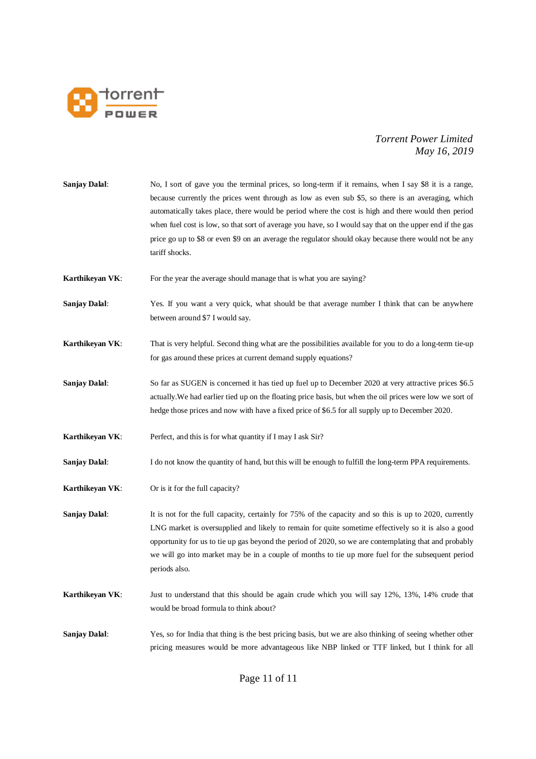**Sanjay Dalal**: No, I sort of gave you the terminal prices, so long-term if it remains, when I say $8 it is a range, because currently the prices went through as low as even sub $5, so there is an averaging, which automatically takes place, there would be period where the cost is high and there would then period when fuel cost is low, so that sort of average you have, so I would say that on the upper end if the gas price go up to $8 or even $9 on an average the regulator should okay because there would not be any tariff shocks.

**Karthikeyan VK**: For the year the average should manage that is what you are saying?

**Sanjay Dalal**: Yes. If you want a very quick, what should be that average number I think that can be anywhere between around $7 I would say.

**Karthikeyan VK**: That is very helpful. Second thing what are the possibilities available for you to do a long-term tie-up for gas around these prices at current demand supply equations?

**Sanjay Dalal**: So far as SUGEN is concerned it has tied up fuel up to December 2020 at very attractive prices $6.5 actually.We had earlier tied up on the floating price basis, but when the oil prices were low we sort of hedge those prices and now with have a fixed price of $6.5 for all supply up to December 2020.

**Karthikeyan VK**: Perfect, and this is for what quantity if I may I ask Sir?

**Sanjay Dalal**: I do not know the quantity of hand, but this will be enough to fulfill the long-term PPA requirements.

**Karthikeyan VK**: Or is it for the full capacity?

**Sanjay Dalal**: It is not for the full capacity, certainly for 75% of the capacity and so this is up to 2020, currently LNG market is oversupplied and likely to remain for quite sometime effectively so it is also a good opportunity for us to tie up gas beyond the period of 2020, so we are contemplating that and probably we will go into market may be in a couple of months to tie up more fuel for the subsequent period periods also.

**Karthikeyan VK**: Just to understand that this should be again crude which you will say 12%, 13%, 14% crude that would be broad formula to think about?

**Sanjay Dalal**: Yes, so for India that thing is the best pricing basis, but we are also thinking of seeing whether other pricing measures would be more advantageous like NBP linked or TTF linked, but I think for all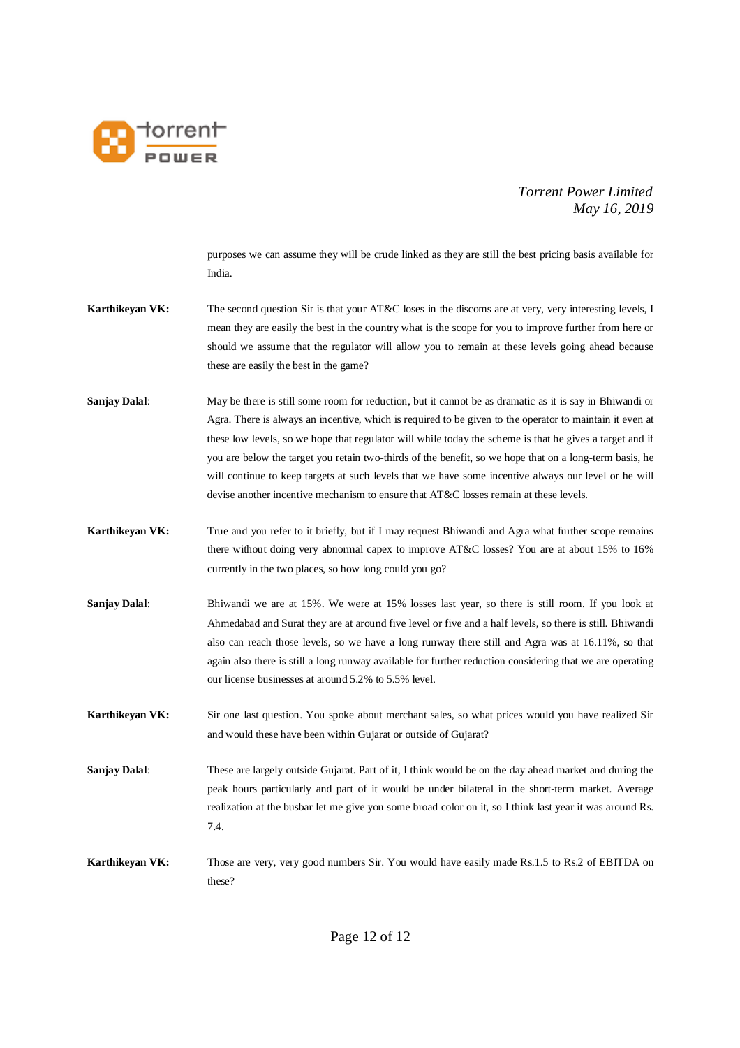purposes we can assume they will be crude linked as they are still the best pricing basis available for India.

**Karthikeyan VK:** The second question Sir is that your AT&C loses in the discoms are at very, very interesting levels, I mean they are easily the best in the country what is the scope for you to improve further from here or should we assume that the regulator will allow you to remain at these levels going ahead because these are easily the best in the game?

**Sanjay Dalal**: May be there is still some room for reduction, but it cannot be as dramatic as it is say in Bhiwandi or Agra. There is always an incentive, which is required to be given to the operator to maintain it even at these low levels, so we hope that regulator will while today the scheme is that he gives a target and if you are below the target you retain two-thirds of the benefit, so we hope that on a long-term basis, he will continue to keep targets at such levels that we have some incentive always our level or he will devise another incentive mechanism to ensure that AT&C losses remain at these levels.

**Karthikeyan VK:** True and you refer to it briefly, but if I may request Bhiwandi and Agra what further scope remains there without doing very abnormal capex to improve AT&C losses? You are at about 15% to 16% currently in the two places, so how long could you go?

**Sanjay Dalal**: Bhiwandi we are at 15%. We were at 15% losses last year, so there is still room. If you look at Ahmedabad and Surat they are at around five level or five and a half levels, so there is still. Bhiwandi also can reach those levels, so we have a long runway there still and Agra was at 16.11%, so that again also there is still a long runway available for further reduction considering that we are operating our license businesses at around 5.2% to 5.5% level.

**Karthikeyan VK:** Sir one last question. You spoke about merchant sales, so what prices would you have realized Sir and would these have been within Gujarat or outside of Gujarat?

**Sanjay Dalal**: These are largely outside Gujarat. Part of it, I think would be on the day ahead market and during the peak hours particularly and part of it would be under bilateral in the short-term market. Average realization at the busbar let me give you some broad color on it, so I think last year it was around Rs. 7.4.

**Karthikeyan VK:** Those are very, very good numbers Sir. You would have easily made Rs.1.5 to Rs.2 of EBITDA on these?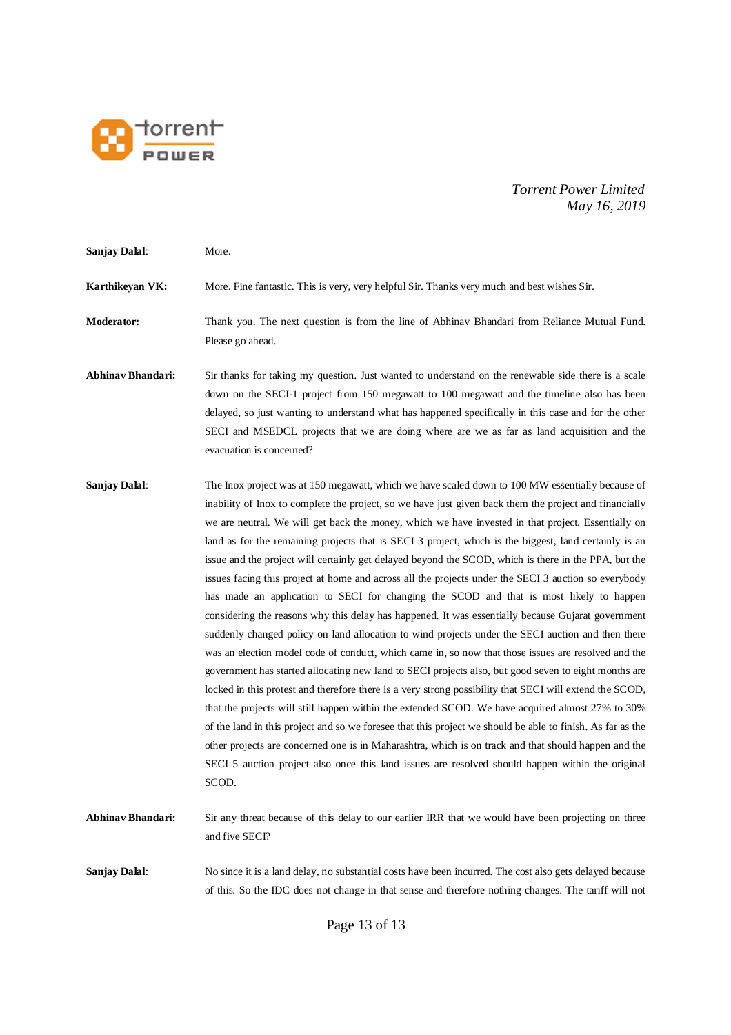**Sanjay Dalal**: More.

**Karthikeyan VK:** More. Fine fantastic. This is very, very helpful Sir. Thanks very much and best wishes Sir.

**Moderator:** Thank you. The next question is from the line of Abhinav Bhandari from Reliance Mutual Fund. Please go ahead.

**Abhinav Bhandari:** Sir thanks for taking my question. Just wanted to understand on the renewable side there is a scale down on the SECI-1 project from 150 megawatt to 100 megawatt and the timeline also has been delayed, so just wanting to understand what has happened specifically in this case and for the other SECI and MSEDCL projects that we are doing where are we as far as land acquisition and the evacuation is concerned?

**Sanjay Dalal**: The Inox project was at 150 megawatt, which we have scaled down to 100 MW essentially because of inability of Inox to complete the project, so we have just given back them the project and financially we are neutral. We will get back the money, which we have invested in that project. Essentially on land as for the remaining projects that is SECI 3 project, which is the biggest, land certainly is an issue and the project will certainly get delayed beyond the SCOD, which is there in the PPA, but the issues facing this project at home and across all the projects under the SECI 3 auction so everybody has made an application to SECI for changing the SCOD and that is most likely to happen considering the reasons why this delay has happened. It was essentially because Gujarat government suddenly changed policy on land allocation to wind projects under the SECI auction and then there was an election model code of conduct, which came in, so now that those issues are resolved and the government has started allocating new land to SECI projects also, but good seven to eight months are locked in this protest and therefore there is a very strong possibility that SECI will extend the SCOD, that the projects will still happen within the extended SCOD. We have acquired almost 27% to 30% of the land in this project and so we foresee that this project we should be able to finish. As far as the other projects are concerned one is in Maharashtra, which is on track and that should happen and the SECI 5 auction project also once this land issues are resolved should happen within the original SCOD.

**Abhinav Bhandari:** Sir any threat because of this delay to our earlier IRR that we would have been projecting on three and five SECI?

**Sanjay Dalal**: No since it is a land delay, no substantial costs have been incurred. The cost also gets delayed because of this. So the IDC does not change in that sense and therefore nothing changes. The tariff will not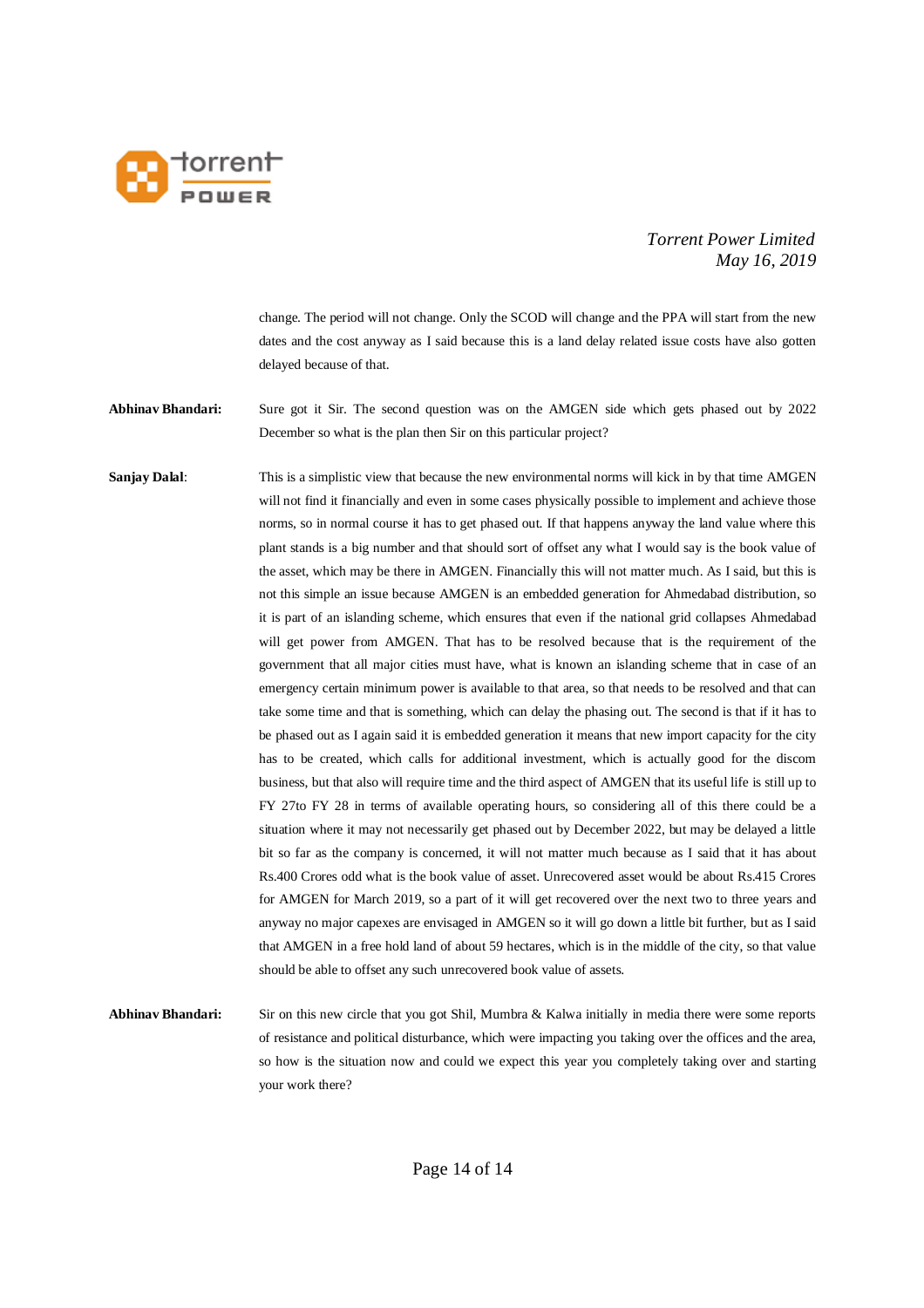change. The period will not change. Only the SCOD will change and the PPA will start from the new dates and the cost anyway as I said because this is a land delay related issue costs have also gotten delayed because of that.

**Abhinav Bhandari:** Sure got it Sir. The second question was on the AMGEN side which gets phased out by 2022 December so what is the plan then Sir on this particular project?

**Sanjay Dalal**: This is a simplistic view that because the new environmental norms will kick in by that time AMGEN will not find it financially and even in some cases physically possible to implement and achieve those norms, so in normal course it has to get phased out. If that happens anyway the land value where this plant stands is a big number and that should sort of offset any what I would say is the book value of the asset, which may be there in AMGEN. Financially this will not matter much. As I said, but this is not this simple an issue because AMGEN is an embedded generation for Ahmedabad distribution, so it is part of an islanding scheme, which ensures that even if the national grid collapses Ahmedabad will get power from AMGEN. That has to be resolved because that is the requirement of the government that all major cities must have, what is known an islanding scheme that in case of an emergency certain minimum power is available to that area, so that needs to be resolved and that can take some time and that is something, which can delay the phasing out. The second is that if it has to be phased out as I again said it is embedded generation it means that new import capacity for the city has to be created, which calls for additional investment, which is actually good for the discom business, but that also will require time and the third aspect of AMGEN that its useful life is still up to FY 27to FY 28 in terms of available operating hours, so considering all of this there could be a situation where it may not necessarily get phased out by December 2022, but may be delayed a little bit so far as the company is concerned, it will not matter much because as I said that it has about Rs.400 Crores odd what is the book value of asset. Unrecovered asset would be about Rs.415 Crores for AMGEN for March 2019, so a part of it will get recovered over the next two to three years and anyway no major capexes are envisaged in AMGEN so it will go down a little bit further, but as I said that AMGEN in a free hold land of about 59 hectares, which is in the middle of the city, so that value should be able to offset any such unrecovered book value of assets.

**Abhinav Bhandari:** Sir on this new circle that you got Shil, Mumbra & Kalwa initially in media there were some reports of resistance and political disturbance, which were impacting you taking over the offices and the area, so how is the situation now and could we expect this year you completely taking over and starting your work there?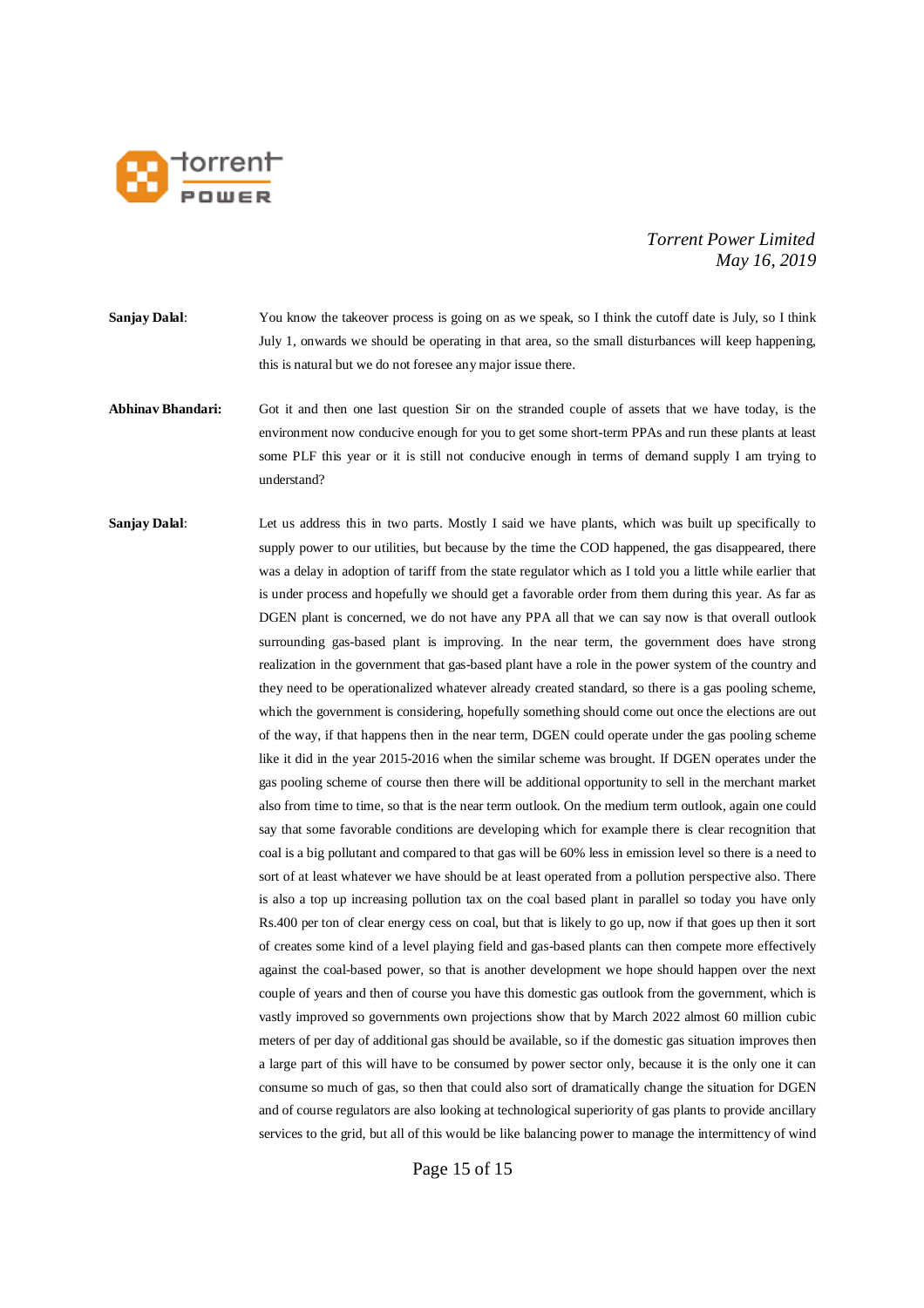**Sanjay Dalal**: You know the takeover process is going on as we speak, so I think the cutoff date is July, so I think July 1, onwards we should be operating in that area, so the small disturbances will keep happening, this is natural but we do not foresee any major issue there.

**Abhinav Bhandari:** Got it and then one last question Sir on the stranded couple of assets that we have today, is the environment now conducive enough for you to get some short-term PPAs and run these plants at least some PLF this year or it is still not conducive enough in terms of demand supply I am trying to understand?

**Sanjay Dalal**: Let us address this in two parts. Mostly I said we have plants, which was built up specifically to supply power to our utilities, but because by the time the COD happened, the gas disappeared, there was a delay in adoption of tariff from the state regulator which as I told you a little while earlier that is under process and hopefully we should get a favorable order from them during this year. As far as DGEN plant is concerned, we do not have any PPA all that we can say now is that overall outlook surrounding gas-based plant is improving. In the near term, the government does have strong realization in the government that gas-based plant have a role in the power system of the country and they need to be operationalized whatever already created standard, so there is a gas pooling scheme, which the government is considering, hopefully something should come out once the elections are out of the way, if that happens then in the near term, DGEN could operate under the gas pooling scheme like it did in the year 2015-2016 when the similar scheme was brought. If DGEN operates under the gas pooling scheme of course then there will be additional opportunity to sell in the merchant market also from time to time, so that is the near term outlook. On the medium term outlook, again one could say that some favorable conditions are developing which for example there is clear recognition that coal is a big pollutant and compared to that gas will be 60% less in emission level so there is a need to sort of at least whatever we have should be at least operated from a pollution perspective also. There is also a top up increasing pollution tax on the coal based plant in parallel so today you have only Rs.400 per ton of clear energy cess on coal, but that is likely to go up, now if that goes up then it sort of creates some kind of a level playing field and gas-based plants can then compete more effectively against the coal-based power, so that is another development we hope should happen over the next couple of years and then of course you have this domestic gas outlook from the government, which is vastly improved so governments own projections show that by March 2022 almost 60 million cubic meters of per day of additional gas should be available, so if the domestic gas situation improves then a large part of this will have to be consumed by power sector only, because it is the only one it can consume so much of gas, so then that could also sort of dramatically change the situation for DGEN and of course regulators are also looking at technological superiority of gas plants to provide ancillary services to the grid, but all of this would be like balancing power to manage the intermittency of wind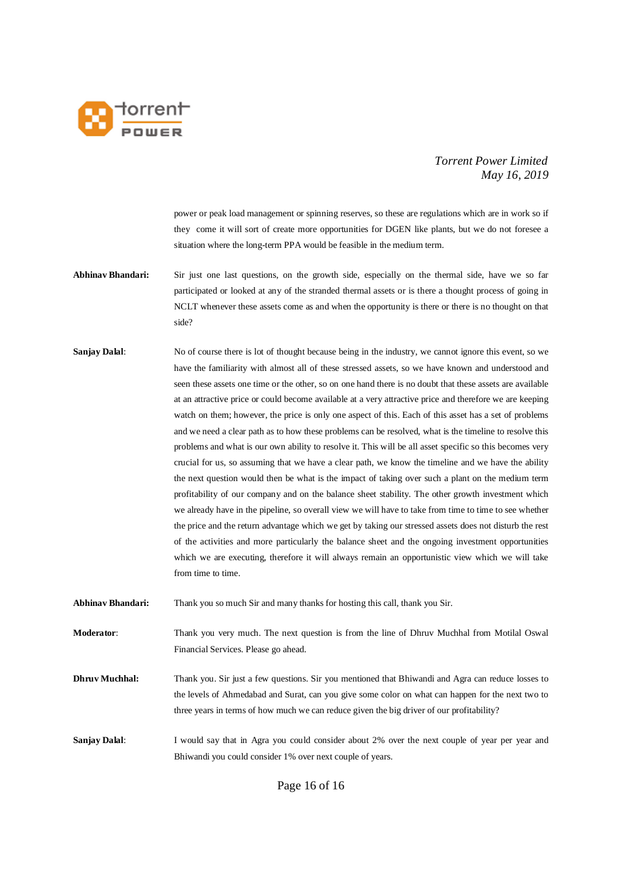power or peak load management or spinning reserves, so these are regulations which are in work so if they come it will sort of create more opportunities for DGEN like plants, but we do not foresee a situation where the long-term PPA would be feasible in the medium term.

**Abhinav Bhandari:** Sir just one last questions, on the growth side, especially on the thermal side, have we so far participated or looked at any of the stranded thermal assets or is there a thought process of going in NCLT whenever these assets come as and when the opportunity is there or there is no thought on that side?

**Sanjay Dalal**: No of course there is lot of thought because being in the industry, we cannot ignore this event, so we have the familiarity with almost all of these stressed assets, so we have known and understood and seen these assets one time or the other, so on one hand there is no doubt that these assets are available at an attractive price or could become available at a very attractive price and therefore we are keeping watch on them; however, the price is only one aspect of this. Each of this asset has a set of problems and we need a clear path as to how these problems can be resolved, what is the timeline to resolve this problems and what is our own ability to resolve it. This will be all asset specific so this becomes very crucial for us, so assuming that we have a clear path, we know the timeline and we have the ability the next question would then be what is the impact of taking over such a plant on the medium term profitability of our company and on the balance sheet stability. The other growth investment which we already have in the pipeline, so overall view we will have to take from time to time to see whether the price and the return advantage which we get by taking our stressed assets does not disturb the rest of the activities and more particularly the balance sheet and the ongoing investment opportunities which we are executing, therefore it will always remain an opportunistic view which we will take from time to time.

**Abhinav Bhandari:** Thank you so much Sir and many thanks for hosting this call, thank you Sir.

**Moderator**: Thank you very much. The next question is from the line of Dhruv Muchhal from Motilal Oswal Financial Services. Please go ahead.

**Dhruv Muchhal:** Thank you. Sir just a few questions. Sir you mentioned that Bhiwandi and Agra can reduce losses to the levels of Ahmedabad and Surat, can you give some color on what can happen for the next two to three years in terms of how much we can reduce given the big driver of our profitability?

**Sanjay Dalal**: I would say that in Agra you could consider about 2% over the next couple of year per year and Bhiwandi you could consider 1% over next couple of years.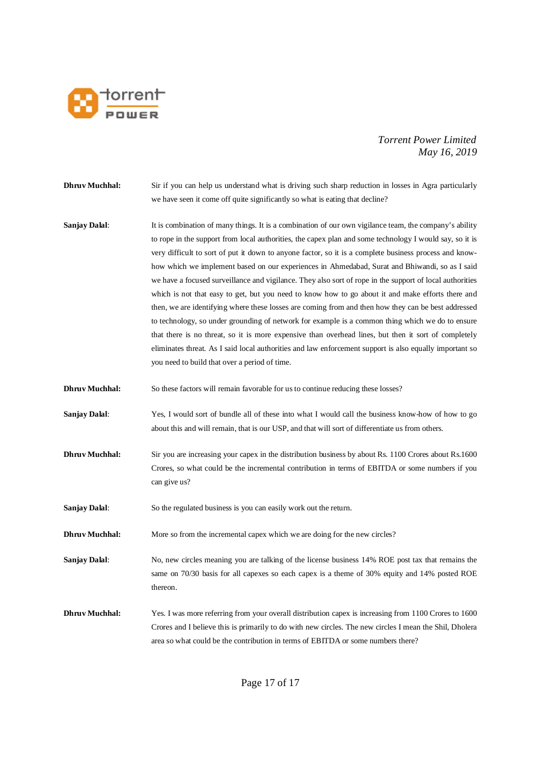**Dhruv Muchhal:** Sir if you can help us understand what is driving such sharp reduction in losses in Agra particularly we have seen it come off quite significantly so what is eating that decline?

**Sanjay Dalal**: It is combination of many things. It is a combination of our own vigilance team, the company's ability to rope in the support from local authorities, the capex plan and some technology I would say, so it is very difficult to sort of put it down to anyone factor, so it is a complete business process and know-how which we implement based on our experiences in Ahmedabad, Surat and Bhiwandi, so as I said we have a focused surveillance and vigilance. They also sort of rope in the support of local authorities which is not that easy to get, but you need to know how to go about it and make efforts there and then, we are identifying where these losses are coming from and then how they can be best addressed to technology, so under grounding of network for example is a common thing which we do to ensure that there is no threat, so it is more expensive than overhead lines, but then it sort of completely eliminates threat. As I said local authorities and law enforcement support is also equally important so you need to build that over a period of time.

**Dhruv Muchhal:** So these factors will remain favorable for us to continue reducing these losses?

**Sanjay Dalal**: Yes, I would sort of bundle all of these into what I would call the business know-how of how to go about this and will remain, that is our USP, and that will sort of differentiate us from others.

**Dhruv Muchhal:** Sir you are increasing your capex in the distribution business by about Rs. 1100 Crores about Rs.1600 Crores, so what could be the incremental contribution in terms of EBITDA or some numbers if you can give us?

**Sanjay Dalal**: So the regulated business is you can easily work out the return.

**Dhruv Muchhal:** More so from the incremental capex which we are doing for the new circles?

**Sanjay Dalal**: No, new circles meaning you are talking of the license business 14% ROE post tax that remains the same on 70/30 basis for all capexes so each capex is a theme of 30% equity and 14% posted ROE thereon.

**Dhruv Muchhal:** Yes. I was more referring from your overall distribution capex is increasing from 1100 Crores to 1600 Crores and I believe this is primarily to do with new circles. The new circles I mean the Shil, Dholera area so what could be the contribution in terms of EBITDA or some numbers there?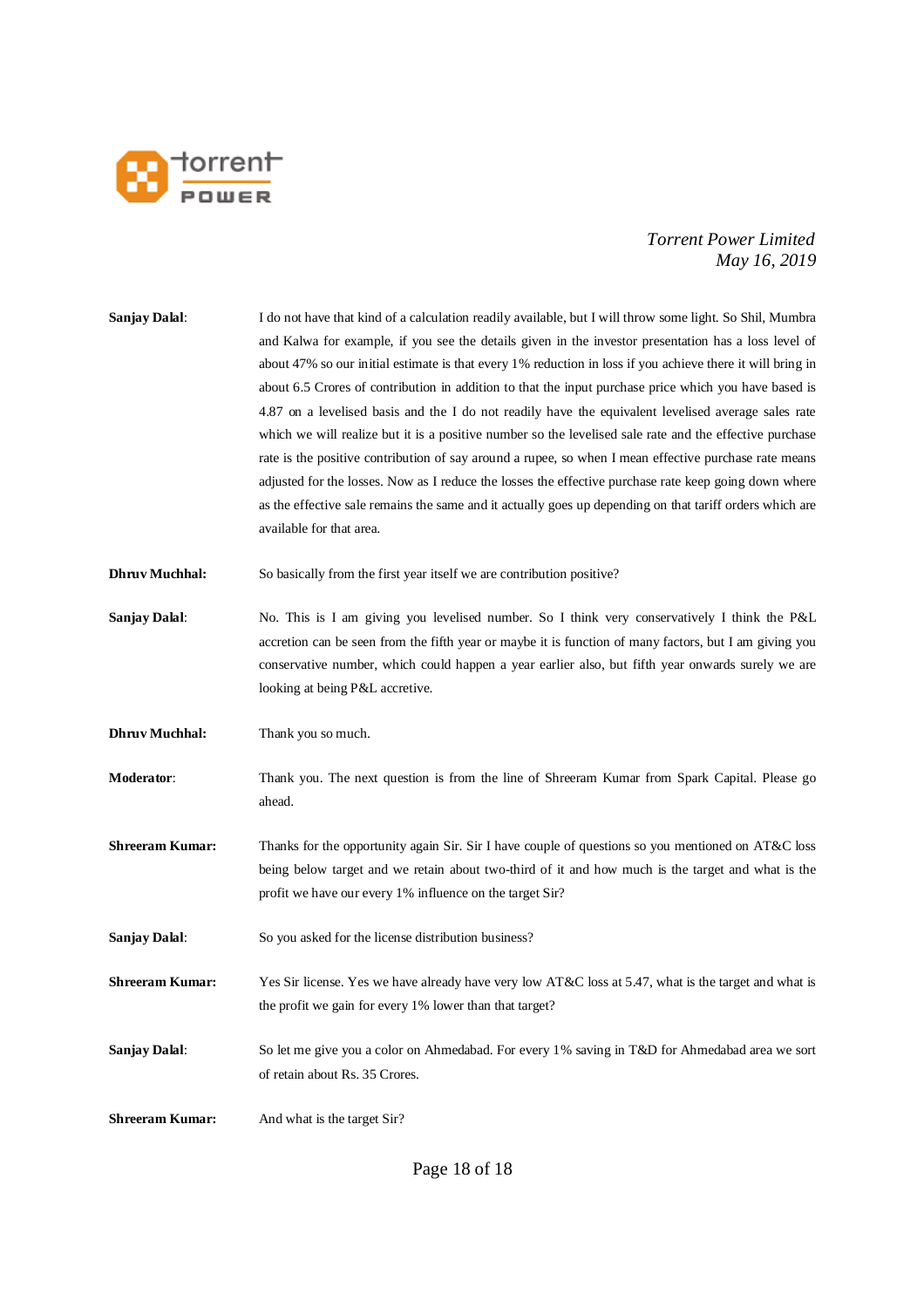**Sanjay Dalal**: I do not have that kind of a calculation readily available, but I will throw some light. So Shil, Mumbra and Kalwa for example, if you see the details given in the investor presentation has a loss level of about 47% so our initial estimate is that every 1% reduction in loss if you achieve there it will bring in about 6.5 Crores of contribution in addition to that the input purchase price which you have based is 4.87 on a levelised basis and the I do not readily have the equivalent levelised average sales rate which we will realize but it is a positive number so the levelised sale rate and the effective purchase rate is the positive contribution of say around a rupee, so when I mean effective purchase rate means adjusted for the losses. Now as I reduce the losses the effective purchase rate keep going down where as the effective sale remains the same and it actually goes up depending on that tariff orders which are available for that area.

**Dhruv Muchhal:** So basically from the first year itself we are contribution positive?

**Sanjay Dalal**: No. This is I am giving you levelised number. So I think very conservatively I think the P&L accretion can be seen from the fifth year or maybe it is function of many factors, but I am giving you conservative number, which could happen a year earlier also, but fifth year onwards surely we are looking at being P&L accretive.

**Dhruv Muchhal:** Thank you so much.

**Moderator**: Thank you. The next question is from the line of Shreeram Kumar from Spark Capital. Please go ahead.

**Shreeram Kumar:** Thanks for the opportunity again Sir. Sir I have couple of questions so you mentioned on AT&C loss being below target and we retain about two-third of it and how much is the target and what is the profit we have our every 1% influence on the target Sir?

**Sanjay Dalal**: So you asked for the license distribution business?

**Shreeram Kumar:** Yes Sir license. Yes we have already have very low AT&C loss at 5.47, what is the target and what is the profit we gain for every 1% lower than that target?

**Sanjay Dalal**: So let me give you a color on Ahmedabad. For every 1% saving in T&D for Ahmedabad area we sort of retain about Rs. 35 Crores.

**Shreeram Kumar:** And what is the target Sir?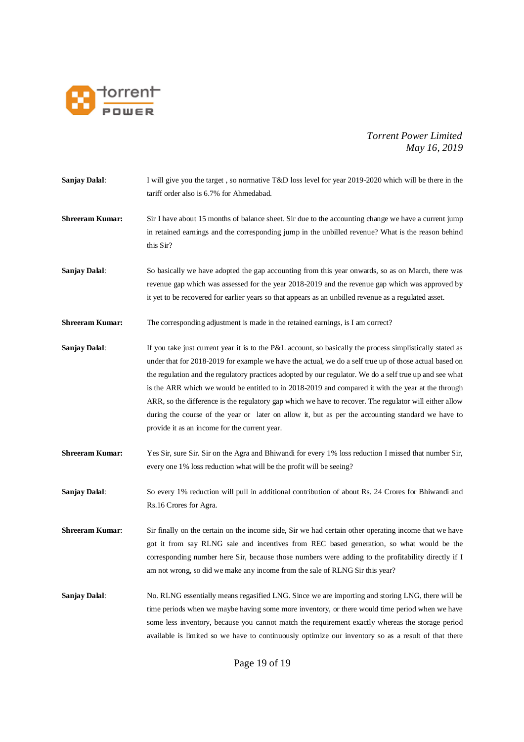**Sanjay Dalal**: I will give you the target , so normative T&D loss level for year 2019-2020 which will be there in the tariff order also is 6.7% for Ahmedabad.

**Shreeram Kumar:** Sir I have about 15 months of balance sheet. Sir due to the accounting change we have a current jump in retained earnings and the corresponding jump in the unbilled revenue? What is the reason behind this Sir?

**Sanjay Dalal**: So basically we have adopted the gap accounting from this year onwards, so as on March, there was revenue gap which was assessed for the year 2018-2019 and the revenue gap which was approved by it yet to be recovered for earlier years so that appears as an unbilled revenue as a regulated asset.

**Shreeram Kumar:** The corresponding adjustment is made in the retained earnings, is I am correct?

**Sanjay Dalal**: If you take just current year it is to the P&L account, so basically the process simplistically stated as under that for 2018-2019 for example we have the actual, we do a self true up of those actual based on the regulation and the regulatory practices adopted by our regulator. We do a self true up and see what is the ARR which we would be entitled to in 2018-2019 and compared it with the year at the through ARR, so the difference is the regulatory gap which we have to recover. The regulator will either allow during the course of the year or later on allow it, but as per the accounting standard we have to provide it as an income for the current year.

**Shreeram Kumar:** Yes Sir, sure Sir. Sir on the Agra and Bhiwandi for every 1% loss reduction I missed that number Sir, every one 1% loss reduction what will be the profit will be seeing?

**Sanjay Dalal**: So every 1% reduction will pull in additional contribution of about Rs. 24 Crores for Bhiwandi and Rs.16 Crores for Agra.

**Shreeram Kumar**: Sir finally on the certain on the income side, Sir we had certain other operating income that we have got it from say RLNG sale and incentives from REC based generation, so what would be the corresponding number here Sir, because those numbers were adding to the profitability directly if I am not wrong, so did we make any income from the sale of RLNG Sir this year?

**Sanjay Dalal**: No. RLNG essentially means regasified LNG. Since we are importing and storing LNG, there will be time periods when we maybe having some more inventory, or there would time period when we have some less inventory, because you cannot match the requirement exactly whereas the storage period available is limited so we have to continuously optimize our inventory so as a result of that there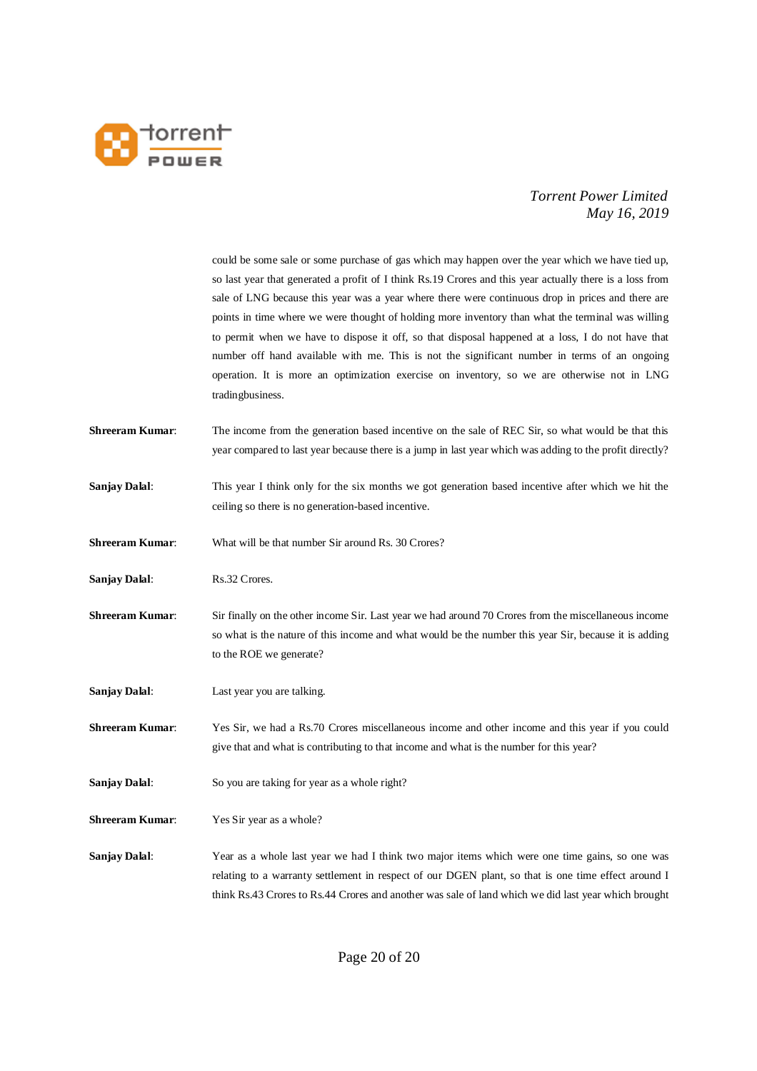could be some sale or some purchase of gas which may happen over the year which we have tied up, so last year that generated a profit of I think Rs.19 Crores and this year actually there is a loss from sale of LNG because this year was a year where there were continuous drop in prices and there are points in time where we were thought of holding more inventory than what the terminal was willing to permit when we have to dispose it off, so that disposal happened at a loss, I do not have that number off hand available with me. This is not the significant number in terms of an ongoing operation. It is more an optimization exercise on inventory, so we are otherwise not in LNG tradingbusiness.

**Shreeram Kumar**: The income from the generation based incentive on the sale of REC Sir, so what would be that this year compared to last year because there is a jump in last year which was adding to the profit directly?

**Sanjay Dalal**: This year I think only for the six months we got generation based incentive after which we hit the ceiling so there is no generation-based incentive.

**Shreeram Kumar**: What will be that number Sir around Rs. 30 Crores?

**Sanjay Dalal**: Rs.32 Crores.

**Shreeram Kumar**: Sir finally on the other income Sir. Last year we had around 70 Crores from the miscellaneous income so what is the nature of this income and what would be the number this year Sir, because it is adding to the ROE we generate?

**Sanjay Dalal**: Last year you are talking.

**Shreeram Kumar**: Yes Sir, we had a Rs.70 Crores miscellaneous income and other income and this year if you could give that and what is contributing to that income and what is the number for this year?

**Sanjay Dalal**: So you are taking for year as a whole right?

**Shreeram Kumar**: Yes Sir year as a whole?

**Sanjay Dalal**: Year as a whole last year we had I think two major items which were one time gains, so one was relating to a warranty settlement in respect of our DGEN plant, so that is one time effect around I think Rs.43 Crores to Rs.44 Crores and another was sale of land which we did last year which brought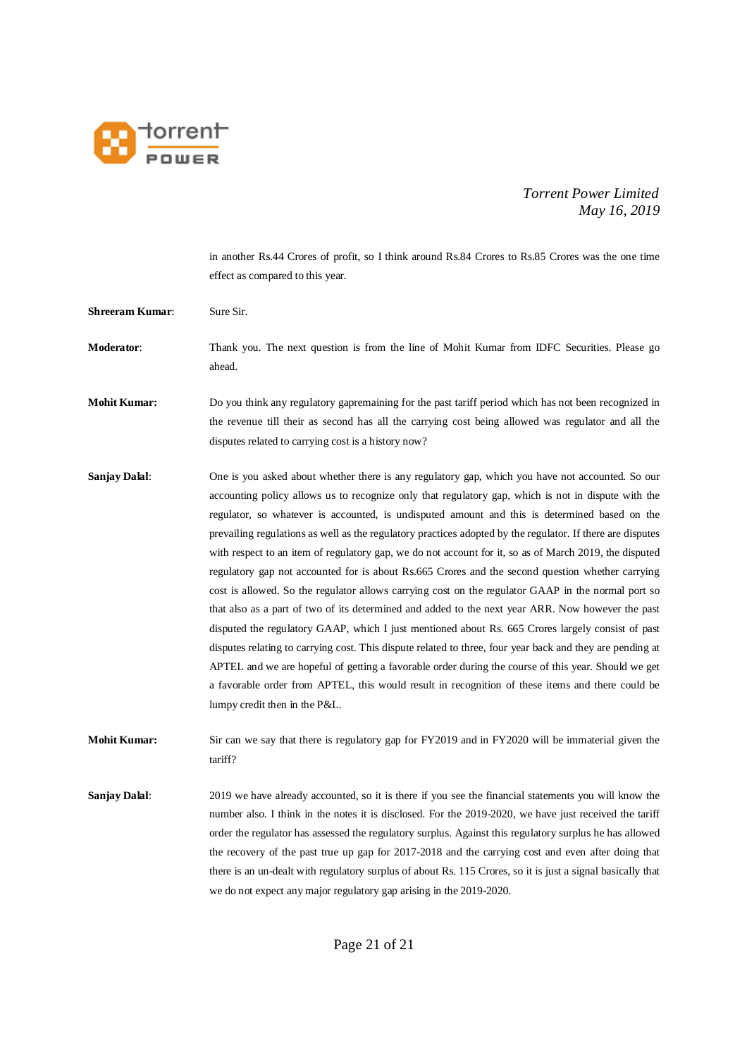in another Rs.44 Crores of profit, so I think around Rs.84 Crores to Rs.85 Crores was the one time effect as compared to this year.

**Shreeram Kumar**: Sure Sir.

**Moderator**: Thank you. The next question is from the line of Mohit Kumar from IDFC Securities. Please go ahead.

**Mohit Kumar:** Do you think any regulatory gapremaining for the past tariff period which has not been recognized in the revenue till their as second has all the carrying cost being allowed was regulator and all the disputes related to carrying cost is a history now?

**Sanjay Dalal**: One is you asked about whether there is any regulatory gap, which you have not accounted. So our accounting policy allows us to recognize only that regulatory gap, which is not in dispute with the regulator, so whatever is accounted, is undisputed amount and this is determined based on the prevailing regulations as well as the regulatory practices adopted by the regulator. If there are disputes with respect to an item of regulatory gap, we do not account for it, so as of March 2019, the disputed regulatory gap not accounted for is about Rs.665 Crores and the second question whether carrying cost is allowed. So the regulator allows carrying cost on the regulator GAAP in the normal port so that also as a part of two of its determined and added to the next year ARR. Now however the past disputed the regulatory GAAP, which I just mentioned about Rs. 665 Crores largely consist of past disputes relating to carrying cost. This dispute related to three, four year back and they are pending at APTEL and we are hopeful of getting a favorable order during the course of this year. Should we get a favorable order from APTEL, this would result in recognition of these items and there could be lumpy credit then in the P&L.

**Mohit Kumar:** Sir can we say that there is regulatory gap for FY2019 and in FY2020 will be immaterial given the tariff?

**Sanjay Dalal**: 2019 we have already accounted, so it is there if you see the financial statements you will know the number also. I think in the notes it is disclosed. For the 2019-2020, we have just received the tariff order the regulator has assessed the regulatory surplus. Against this regulatory surplus he has allowed the recovery of the past true up gap for 2017-2018 and the carrying cost and even after doing that there is an un-dealt with regulatory surplus of about Rs. 115 Crores, so it is just a signal basically that we do not expect any major regulatory gap arising in the 2019-2020.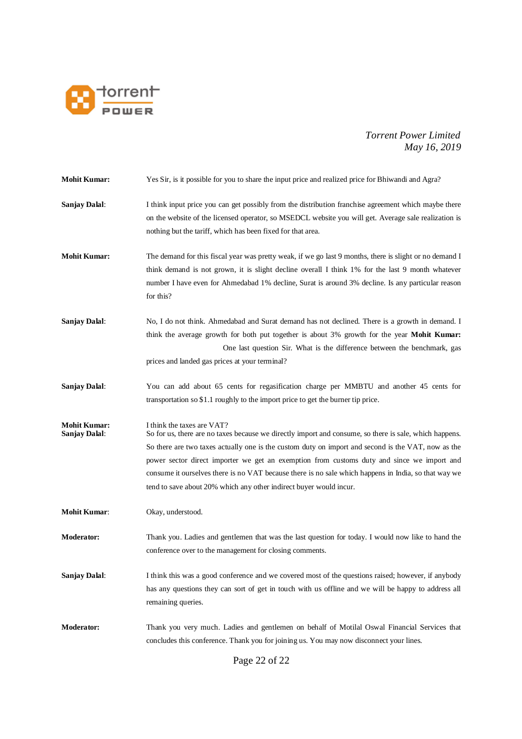**Mohit Kumar:** Yes Sir, is it possible for you to share the input price and realized price for Bhiwandi and Agra?

**Sanjay Dalal**: I think input price you can get possibly from the distribution franchise agreement which maybe there on the website of the licensed operator, so MSEDCL website you will get. Average sale realization is nothing but the tariff, which has been fixed for that area.

**Mohit Kumar:** The demand for this fiscal year was pretty weak, if we go last 9 months, there is slight or no demand I think demand is not grown, it is slight decline overall I think 1% for the last 9 month whatever number I have even for Ahmedabad 1% decline, Surat is around 3% decline. Is any particular reason for this?

**Sanjay Dalal**: No, I do not think. Ahmedabad and Surat demand has not declined. There is a growth in demand. I think the average growth for both put together is about 3% growth for the year

**Mohit Kumar:** One last question Sir. What is the difference between the benchmark, gas prices and landed gas prices at your terminal?

**Sanjay Dalal**: You can add about 65 cents for regasification charge per MMBTU and another 45 cents for transportation so $1.1 roughly to the import price to get the burner tip price.

**Mohit Kumar:** I think the taxes are VAT?

**Sanjay Dalal**: So for us, there are no taxes because we directly import and consume, so there is sale, which happens. So there are two taxes actually one is the custom duty on import and second is the VAT, now as the power sector direct importer we get an exemption from customs duty and since we import and consume it ourselves there is no VAT because there is no sale which happens in India, so that way we tend to save about 20% which any other indirect buyer would incur.

**Mohit Kumar**: Okay, understood.

**Moderator:** Thank you. Ladies and gentlemen that was the last question for today. I would now like to hand the conference over to the management for closing comments.

**Sanjay Dalal**: I think this was a good conference and we covered most of the questions raised; however, if anybody has any questions they can sort of get in touch with us offline and we will be happy to address all remaining queries.

**Moderator:** Thank you very much. Ladies and gentlemen on behalf of Motilal Oswal Financial Services that concludes this conference. Thank you for joining us. You may now disconnect your lines.